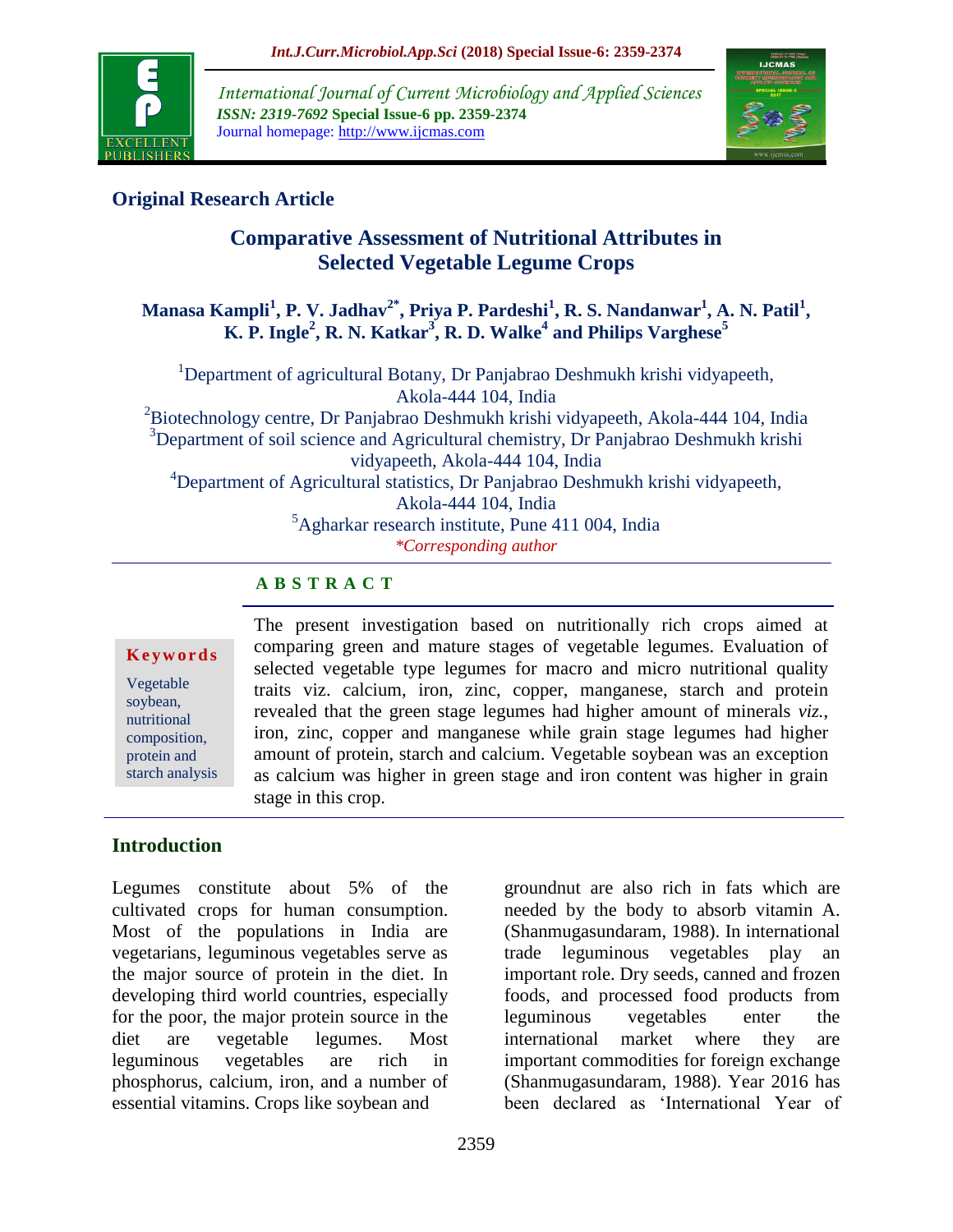## Original Research Article

# Comparative Assessment of Nutritional Attributes in Selected Vegetable Legume Crops

**Manasa Kampli[1], P. V. Jadhav[2*], Priya P. Pardeshi[1], R. S. Nandanwar[1], A. N. Patil[1], K. P. Ingle[2], R. N. Katkar[3], R. D. Walke[4] and Philips Varghese[5]**

[1]Department of agricultural Botany, Dr Panjabrao Deshmukh krishi vidyapeeth, Akola-444 104, India
[2]Biotechnology centre, Dr Panjabrao Deshmukh krishi vidyapeeth, Akola-444 104, India
[3]Department of soil science and Agricultural chemistry, Dr Panjabrao Deshmukh krishi vidyapeeth, Akola-444 104, India
[4]Department of Agricultural statistics, Dr Panjabrao Deshmukh krishi vidyapeeth, Akola-444 104, India
[5]Agharkar research institute, Pune 411 004, India
*Corresponding author

## ABSTRACT

**Keywords**

Vegetable soybean, nutritional composition, protein and starch analysis

The present investigation based on nutritionally rich crops aimed at comparing green and mature stages of vegetable legumes. Evaluation of selected vegetable type legumes for macro and micro nutritional quality traits viz. calcium, iron, zinc, copper, manganese, starch and protein revealed that the green stage legumes had higher amount of minerals *viz.*, iron, zinc, copper and manganese while grain stage legumes had higher amount of protein, starch and calcium. Vegetable soybean was an exception as calcium was higher in green stage and iron content was higher in grain stage in this crop.

## Introduction

Legumes constitute about 5% of the cultivated crops for human consumption. Most of the populations in India are vegetarians, leguminous vegetables serve as the major source of protein in the diet. In developing third world countries, especially for the poor, the major protein source in the diet are vegetable legumes. Most leguminous vegetables are rich in phosphorus, calcium, iron, and a number of essential vitamins. Crops like soybean and groundnut are also rich in fats which are needed by the body to absorb vitamin A. (Shanmugasundaram, 1988). In international trade leguminous vegetables play an important role. Dry seeds, canned and frozen foods, and processed food products from leguminous vegetables enter the international market where they are important commodities for foreign exchange (Shanmugasundaram, 1988). Year 2016 has been declared as 'International Year of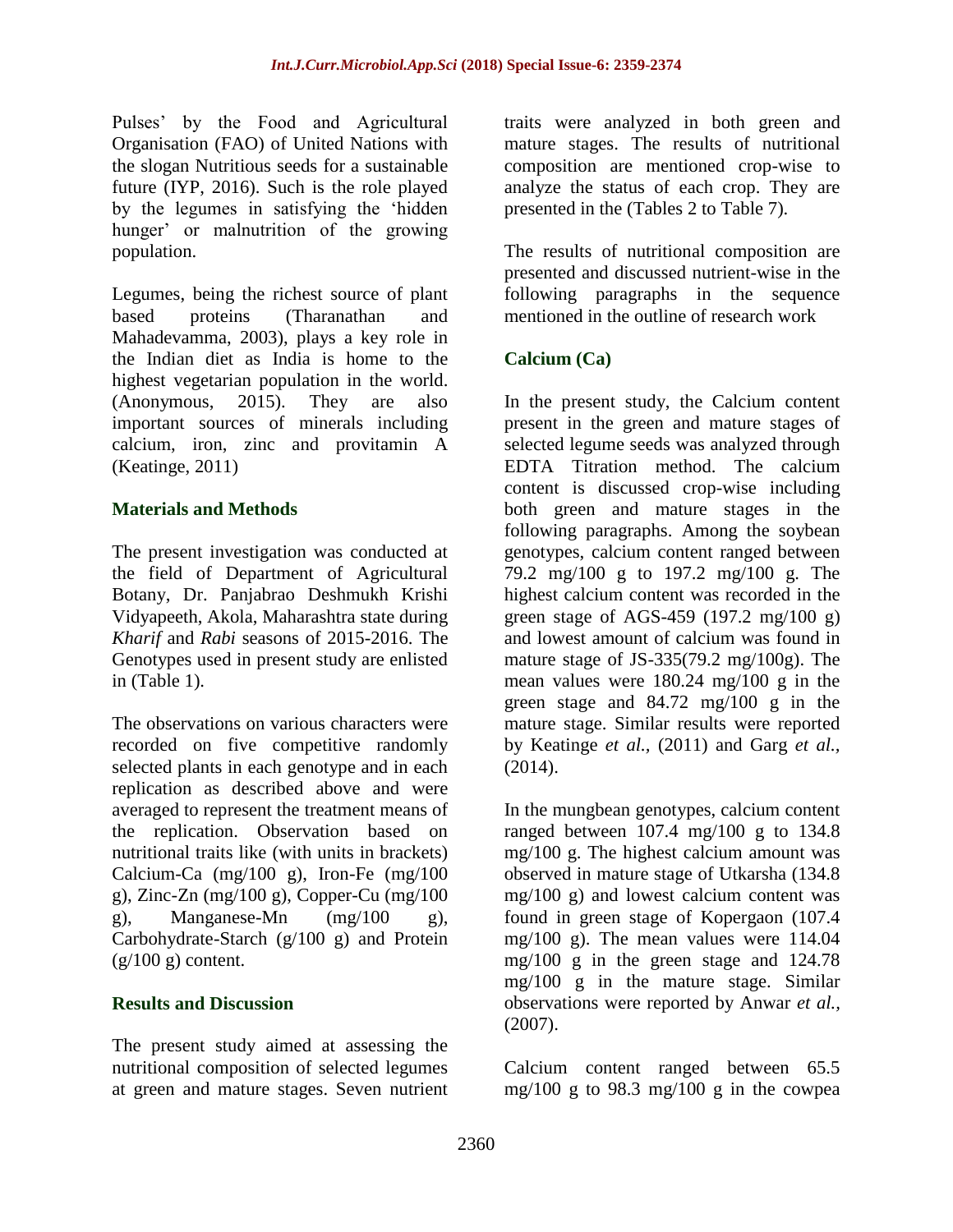Pulses' by the Food and Agricultural Organisation (FAO) of United Nations with the slogan Nutritious seeds for a sustainable future (IYP, 2016). Such is the role played by the legumes in satisfying the 'hidden hunger' or malnutrition of the growing population.

Legumes, being the richest source of plant based proteins (Tharanathan and Mahadevamma, 2003), plays a key role in the Indian diet as India is home to the highest vegetarian population in the world. (Anonymous, 2015). They are also important sources of minerals including calcium, iron, zinc and provitamin A (Keatinge, 2011)

## Materials and Methods

The present investigation was conducted at the field of Department of Agricultural Botany, Dr. Panjabrao Deshmukh Krishi Vidyapeeth, Akola, Maharashtra state during *Kharif* and *Rabi* seasons of 2015-2016. The Genotypes used in present study are enlisted in (Table 1).

The observations on various characters were recorded on five competitive randomly selected plants in each genotype and in each replication as described above and were averaged to represent the treatment means of the replication. Observation based on nutritional traits like (with units in brackets) Calcium-Ca (mg/100 g), Iron-Fe (mg/100 g), Zinc-Zn (mg/100 g), Copper-Cu (mg/100 g), Manganese-Mn (mg/100 g), Carbohydrate-Starch (g/100 g) and Protein (g/100 g) content.

## Results and Discussion

The present study aimed at assessing the nutritional composition of selected legumes at green and mature stages. Seven nutrient traits were analyzed in both green and mature stages. The results of nutritional composition are mentioned crop-wise to analyze the status of each crop. They are presented in the (Tables 2 to Table 7).

The results of nutritional composition are presented and discussed nutrient-wise in the following paragraphs in the sequence mentioned in the outline of research work

### Calcium (Ca)

In the present study, the Calcium content present in the green and mature stages of selected legume seeds was analyzed through EDTA Titration method. The calcium content is discussed crop-wise including both green and mature stages in the following paragraphs. Among the soybean genotypes, calcium content ranged between 79.2 mg/100 g to 197.2 mg/100 g. The highest calcium content was recorded in the green stage of AGS-459 (197.2 mg/100 g) and lowest amount of calcium was found in mature stage of JS-335(79.2 mg/100g). The mean values were 180.24 mg/100 g in the green stage and 84.72 mg/100 g in the mature stage. Similar results were reported by Keatinge *et al.,* (2011) and Garg *et al.,* (2014).

In the mungbean genotypes, calcium content ranged between 107.4 mg/100 g to 134.8 mg/100 g. The highest calcium amount was observed in mature stage of Utkarsha (134.8 mg/100 g) and lowest calcium content was found in green stage of Kopergaon (107.4 mg/100 g). The mean values were 114.04 mg/100 g in the green stage and 124.78 mg/100 g in the mature stage. Similar observations were reported by Anwar *et al.,* (2007).

Calcium content ranged between 65.5 mg/100 g to 98.3 mg/100 g in the cowpea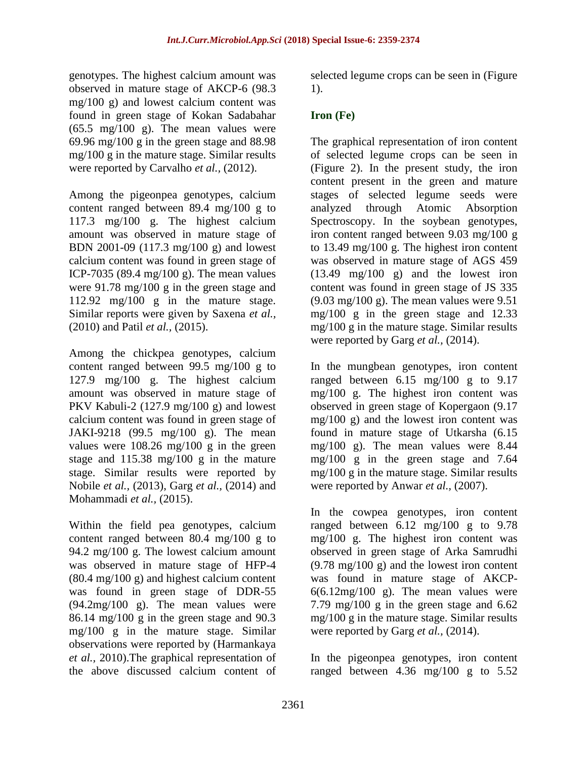genotypes. The highest calcium amount was observed in mature stage of AKCP-6 (98.3 mg/100 g) and lowest calcium content was found in green stage of Kokan Sadabahar (65.5 mg/100 g). The mean values were 69.96 mg/100 g in the green stage and 88.98 mg/100 g in the mature stage. Similar results were reported by Carvalho *et al.,* (2012).

Among the pigeonpea genotypes, calcium content ranged between 89.4 mg/100 g to 117.3 mg/100 g. The highest calcium amount was observed in mature stage of BDN 2001-09 (117.3 mg/100 g) and lowest calcium content was found in green stage of ICP-7035 (89.4 mg/100 g). The mean values were 91.78 mg/100 g in the green stage and 112.92 mg/100 g in the mature stage. Similar reports were given by Saxena *et al.,* (2010) and Patil *et al.,* (2015).

Among the chickpea genotypes, calcium content ranged between 99.5 mg/100 g to 127.9 mg/100 g. The highest calcium amount was observed in mature stage of PKV Kabuli-2 (127.9 mg/100 g) and lowest calcium content was found in green stage of JAKI-9218 (99.5 mg/100 g). The mean values were 108.26 mg/100 g in the green stage and 115.38 mg/100 g in the mature stage. Similar results were reported by Nobile *et al.,* (2013), Garg *et al.,* (2014) and Mohammadi *et al.,* (2015).

Within the field pea genotypes, calcium content ranged between 80.4 mg/100 g to 94.2 mg/100 g. The lowest calcium amount was observed in mature stage of HFP-4 (80.4 mg/100 g) and highest calcium content was found in green stage of DDR-55 (94.2mg/100 g). The mean values were 86.14 mg/100 g in the green stage and 90.3 mg/100 g in the mature stage. Similar observations were reported by (Harmankaya *et al.,* 2010).The graphical representation of the above discussed calcium content of selected legume crops can be seen in (Figure 1).

## Iron (Fe)

The graphical representation of iron content of selected legume crops can be seen in (Figure 2). In the present study, the iron content present in the green and mature stages of selected legume seeds were analyzed through Atomic Absorption Spectroscopy. In the soybean genotypes, iron content ranged between 9.03 mg/100 g to 13.49 mg/100 g. The highest iron content was observed in mature stage of AGS 459 (13.49 mg/100 g) and the lowest iron content was found in green stage of JS 335 (9.03 mg/100 g). The mean values were 9.51 mg/100 g in the green stage and 12.33 mg/100 g in the mature stage. Similar results were reported by Garg *et al.,* (2014).

In the mungbean genotypes, iron content ranged between 6.15 mg/100 g to 9.17 mg/100 g. The highest iron content was observed in green stage of Kopergaon (9.17 mg/100 g) and the lowest iron content was found in mature stage of Utkarsha (6.15 mg/100 g). The mean values were 8.44 mg/100 g in the green stage and 7.64 mg/100 g in the mature stage. Similar results were reported by Anwar *et al.,* (2007).

In the cowpea genotypes, iron content ranged between 6.12 mg/100 g to 9.78 mg/100 g. The highest iron content was observed in green stage of Arka Samrudhi (9.78 mg/100 g) and the lowest iron content was found in mature stage of AKCP-6(6.12mg/100 g). The mean values were 7.79 mg/100 g in the green stage and 6.62 mg/100 g in the mature stage. Similar results were reported by Garg *et al.,* (2014).

In the pigeonpea genotypes, iron content ranged between 4.36 mg/100 g to 5.52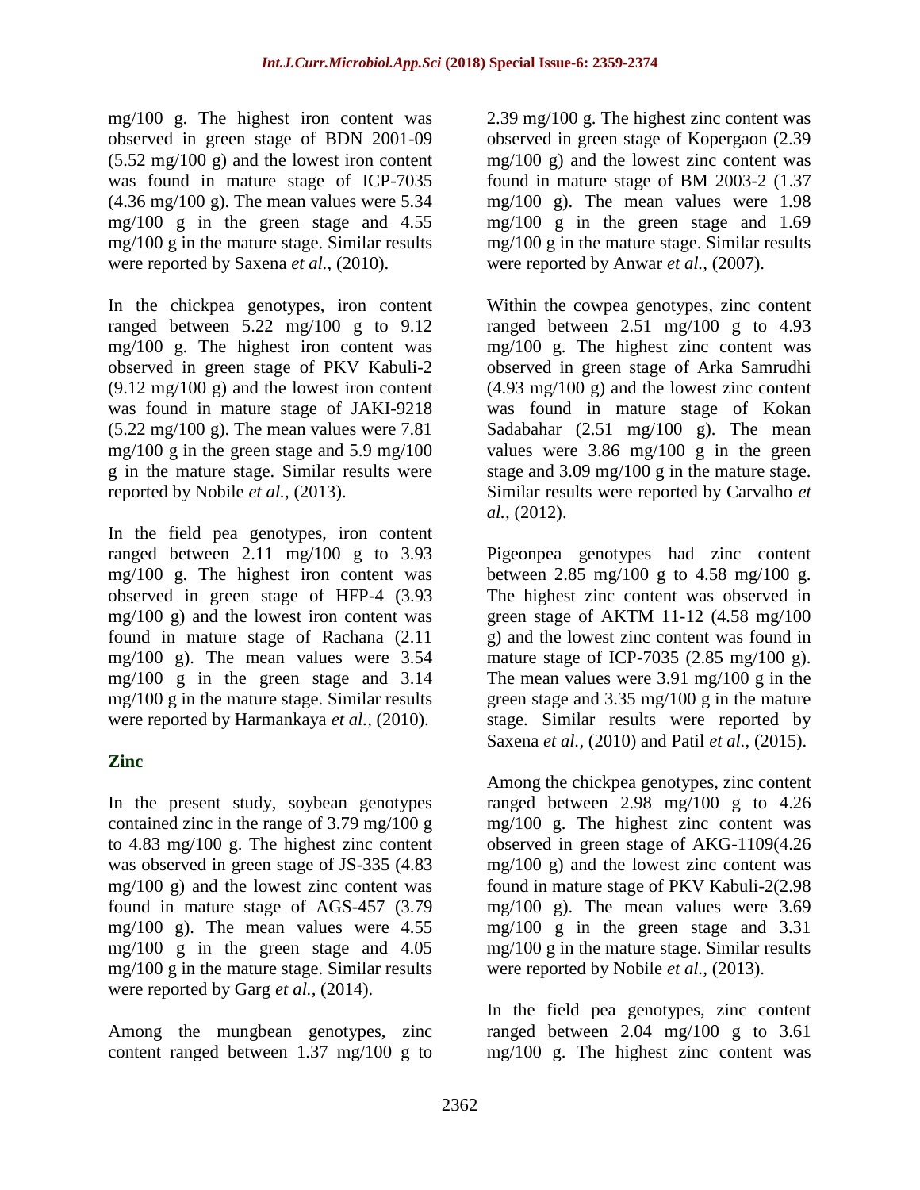mg/100 g. The highest iron content was observed in green stage of BDN 2001-09 (5.52 mg/100 g) and the lowest iron content was found in mature stage of ICP-7035 (4.36 mg/100 g). The mean values were 5.34 mg/100 g in the green stage and 4.55 mg/100 g in the mature stage. Similar results were reported by Saxena *et al.,* (2010).

In the chickpea genotypes, iron content ranged between 5.22 mg/100 g to 9.12 mg/100 g. The highest iron content was observed in green stage of PKV Kabuli-2 (9.12 mg/100 g) and the lowest iron content was found in mature stage of JAKI-9218 (5.22 mg/100 g). The mean values were 7.81 mg/100 g in the green stage and 5.9 mg/100 g in the mature stage. Similar results were reported by Nobile *et al.,* (2013).

In the field pea genotypes, iron content ranged between 2.11 mg/100 g to 3.93 mg/100 g. The highest iron content was observed in green stage of HFP-4 (3.93 mg/100 g) and the lowest iron content was found in mature stage of Rachana (2.11 mg/100 g). The mean values were 3.54 mg/100 g in the green stage and 3.14 mg/100 g in the mature stage. Similar results were reported by Harmankaya *et al.,* (2010).

## Zinc

In the present study, soybean genotypes contained zinc in the range of 3.79 mg/100 g to 4.83 mg/100 g. The highest zinc content was observed in green stage of JS-335 (4.83 mg/100 g) and the lowest zinc content was found in mature stage of AGS-457 (3.79 mg/100 g). The mean values were 4.55 mg/100 g in the green stage and 4.05 mg/100 g in the mature stage. Similar results were reported by Garg *et al.,* (2014).

Among the mungbean genotypes, zinc content ranged between 1.37 mg/100 g to 2.39 mg/100 g. The highest zinc content was observed in green stage of Kopergaon (2.39 mg/100 g) and the lowest zinc content was found in mature stage of BM 2003-2 (1.37 mg/100 g). The mean values were 1.98 mg/100 g in the green stage and 1.69 mg/100 g in the mature stage. Similar results were reported by Anwar *et al.,* (2007).

Within the cowpea genotypes, zinc content ranged between 2.51 mg/100 g to 4.93 mg/100 g. The highest zinc content was observed in green stage of Arka Samrudhi (4.93 mg/100 g) and the lowest zinc content was found in mature stage of Kokan Sadabahar (2.51 mg/100 g). The mean values were 3.86 mg/100 g in the green stage and 3.09 mg/100 g in the mature stage. Similar results were reported by Carvalho *et al.,* (2012).

Pigeonpea genotypes had zinc content between 2.85 mg/100 g to 4.58 mg/100 g. The highest zinc content was observed in green stage of AKTM 11-12 (4.58 mg/100 g) and the lowest zinc content was found in mature stage of ICP-7035 (2.85 mg/100 g). The mean values were 3.91 mg/100 g in the green stage and 3.35 mg/100 g in the mature stage. Similar results were reported by Saxena *et al.,* (2010) and Patil *et al.,* (2015).

Among the chickpea genotypes, zinc content ranged between 2.98 mg/100 g to 4.26 mg/100 g. The highest zinc content was observed in green stage of AKG-1109(4.26 mg/100 g) and the lowest zinc content was found in mature stage of PKV Kabuli-2(2.98 mg/100 g). The mean values were 3.69 mg/100 g in the green stage and 3.31 mg/100 g in the mature stage. Similar results were reported by Nobile *et al.,* (2013).

In the field pea genotypes, zinc content ranged between 2.04 mg/100 g to 3.61 mg/100 g. The highest zinc content was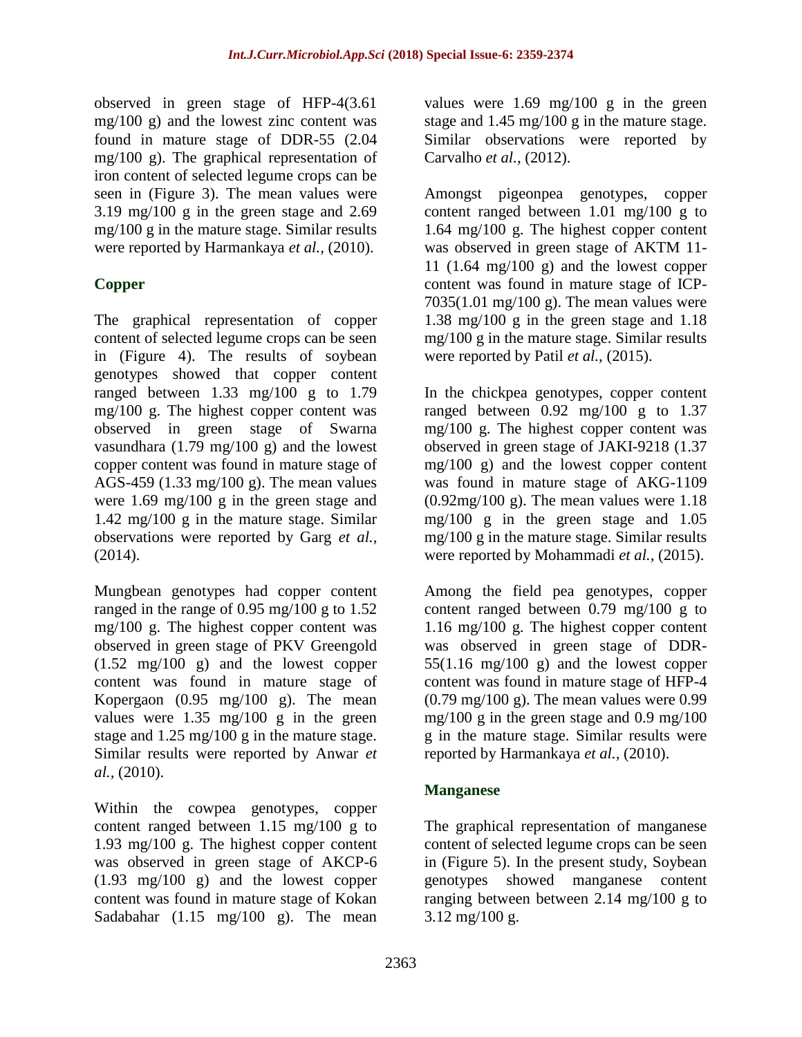observed in green stage of HFP-4(3.61 mg/100 g) and the lowest zinc content was found in mature stage of DDR-55 (2.04 mg/100 g). The graphical representation of iron content of selected legume crops can be seen in (Figure 3). The mean values were 3.19 mg/100 g in the green stage and 2.69 mg/100 g in the mature stage. Similar results were reported by Harmankaya *et al.,* (2010).

## Copper

The graphical representation of copper content of selected legume crops can be seen in (Figure 4). The results of soybean genotypes showed that copper content ranged between 1.33 mg/100 g to 1.79 mg/100 g. The highest copper content was observed in green stage of Swarna vasundhara (1.79 mg/100 g) and the lowest copper content was found in mature stage of AGS-459 (1.33 mg/100 g). The mean values were 1.69 mg/100 g in the green stage and 1.42 mg/100 g in the mature stage. Similar observations were reported by Garg *et al.,* (2014).

Mungbean genotypes had copper content ranged in the range of 0.95 mg/100 g to 1.52 mg/100 g. The highest copper content was observed in green stage of PKV Greengold (1.52 mg/100 g) and the lowest copper content was found in mature stage of Kopergaon (0.95 mg/100 g). The mean values were 1.35 mg/100 g in the green stage and 1.25 mg/100 g in the mature stage. Similar results were reported by Anwar *et al.,* (2010).

Within the cowpea genotypes, copper content ranged between 1.15 mg/100 g to 1.93 mg/100 g. The highest copper content was observed in green stage of AKCP-6 (1.93 mg/100 g) and the lowest copper content was found in mature stage of Kokan Sadabahar (1.15 mg/100 g). The mean values were 1.69 mg/100 g in the green stage and 1.45 mg/100 g in the mature stage. Similar observations were reported by Carvalho *et al.,* (2012).

Amongst pigeonpea genotypes, copper content ranged between 1.01 mg/100 g to 1.64 mg/100 g. The highest copper content was observed in green stage of AKTM 11-11 (1.64 mg/100 g) and the lowest copper content was found in mature stage of ICP-7035(1.01 mg/100 g). The mean values were 1.38 mg/100 g in the green stage and 1.18 mg/100 g in the mature stage. Similar results were reported by Patil *et al.,* (2015).

In the chickpea genotypes, copper content ranged between 0.92 mg/100 g to 1.37 mg/100 g. The highest copper content was observed in green stage of JAKI-9218 (1.37 mg/100 g) and the lowest copper content was found in mature stage of AKG-1109 (0.92mg/100 g). The mean values were 1.18 mg/100 g in the green stage and 1.05 mg/100 g in the mature stage. Similar results were reported by Mohammadi *et al.,* (2015).

Among the field pea genotypes, copper content ranged between 0.79 mg/100 g to 1.16 mg/100 g. The highest copper content was observed in green stage of DDR-55(1.16 mg/100 g) and the lowest copper content was found in mature stage of HFP-4 (0.79 mg/100 g). The mean values were 0.99 mg/100 g in the green stage and 0.9 mg/100 g in the mature stage. Similar results were reported by Harmankaya *et al.,* (2010).

## Manganese

The graphical representation of manganese content of selected legume crops can be seen in (Figure 5). In the present study, Soybean genotypes showed manganese content ranging between between 2.14 mg/100 g to 3.12 mg/100 g.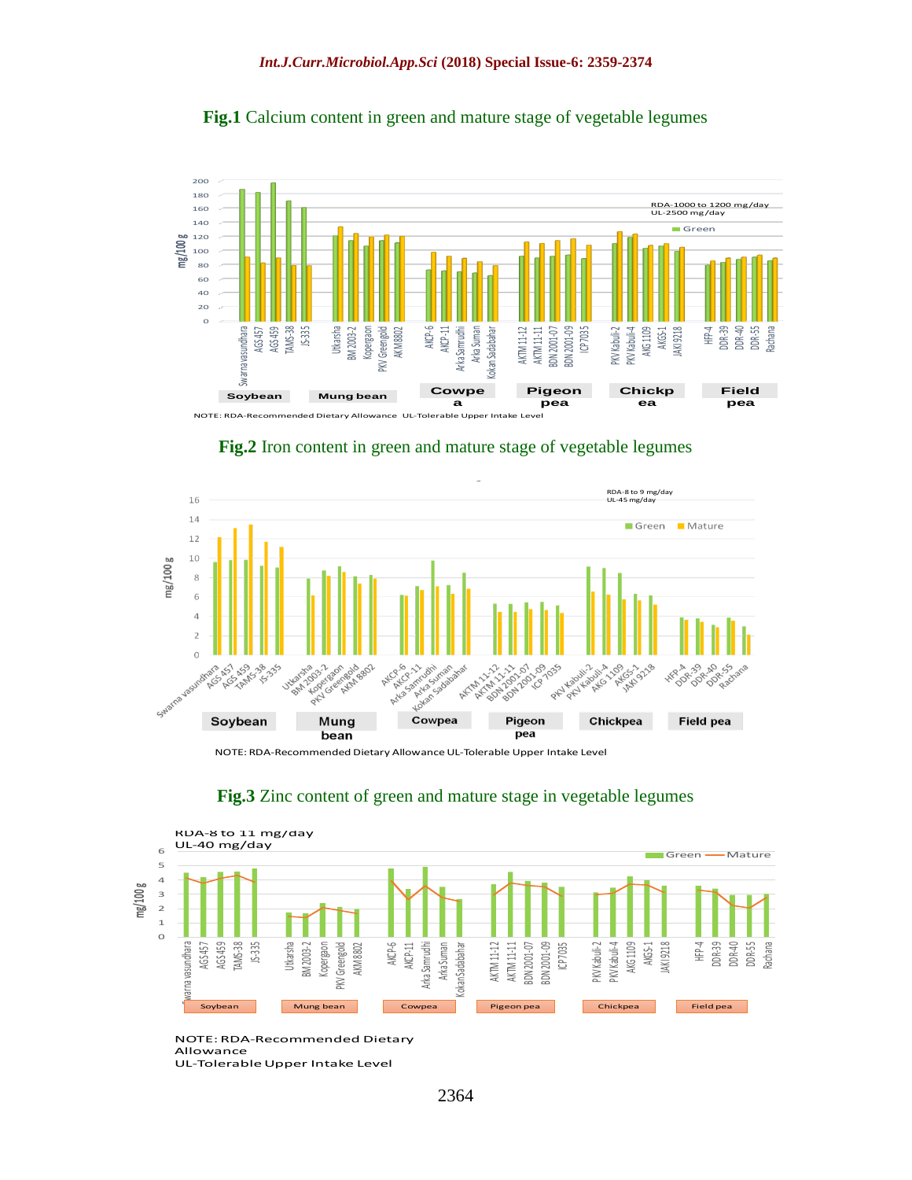**Fig.1** Calcium content in green and mature stage of vegetable legumes

NOTE: RDA-Recommended Dietary Allowance UL-Tolerable Upper Intake Level

**Fig.2** Iron content in green and mature stage of vegetable legumes

NOTE: RDA-Recommended Dietary Allowance UL-Tolerable Upper Intake Level

**Fig.3** Zinc content of green and mature stage in vegetable legumes

NOTE: RDA-Recommended Dietary Allowance
UL-Tolerable Upper Intake Level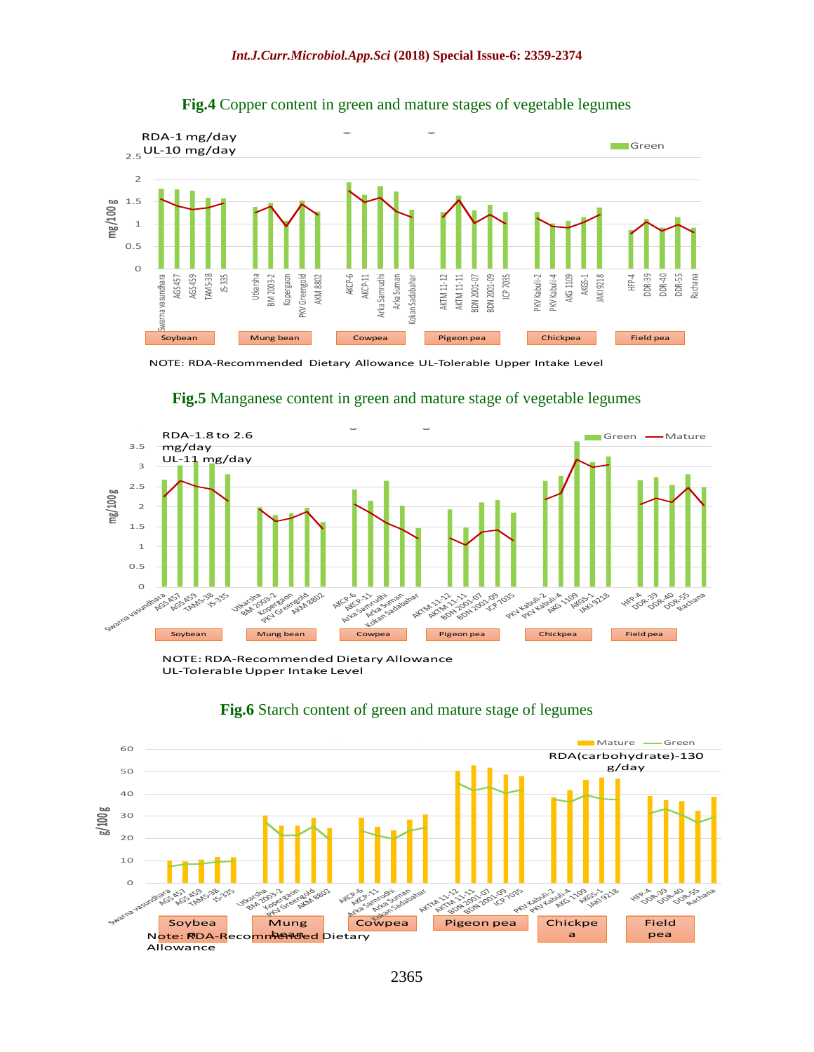**Fig.4** Copper content in green and mature stages of vegetable legumes

RDA-1 mg/day
UL-10 mg/day

NOTE: RDA-Recommended Dietary Allowance UL-Tolerable Upper Intake Level

**Fig.5** Manganese content in green and mature stage of vegetable legumes

RDA-1.8 to 2.6 mg/day
UL-11 mg/day

NOTE: RDA-Recommended Dietary Allowance
UL-Tolerable Upper Intake Level

**Fig.6** Starch content of green and mature stage of legumes

RDA(carbohydrate)-130 g/day

Note: RDA-Recommended Dietary Allowance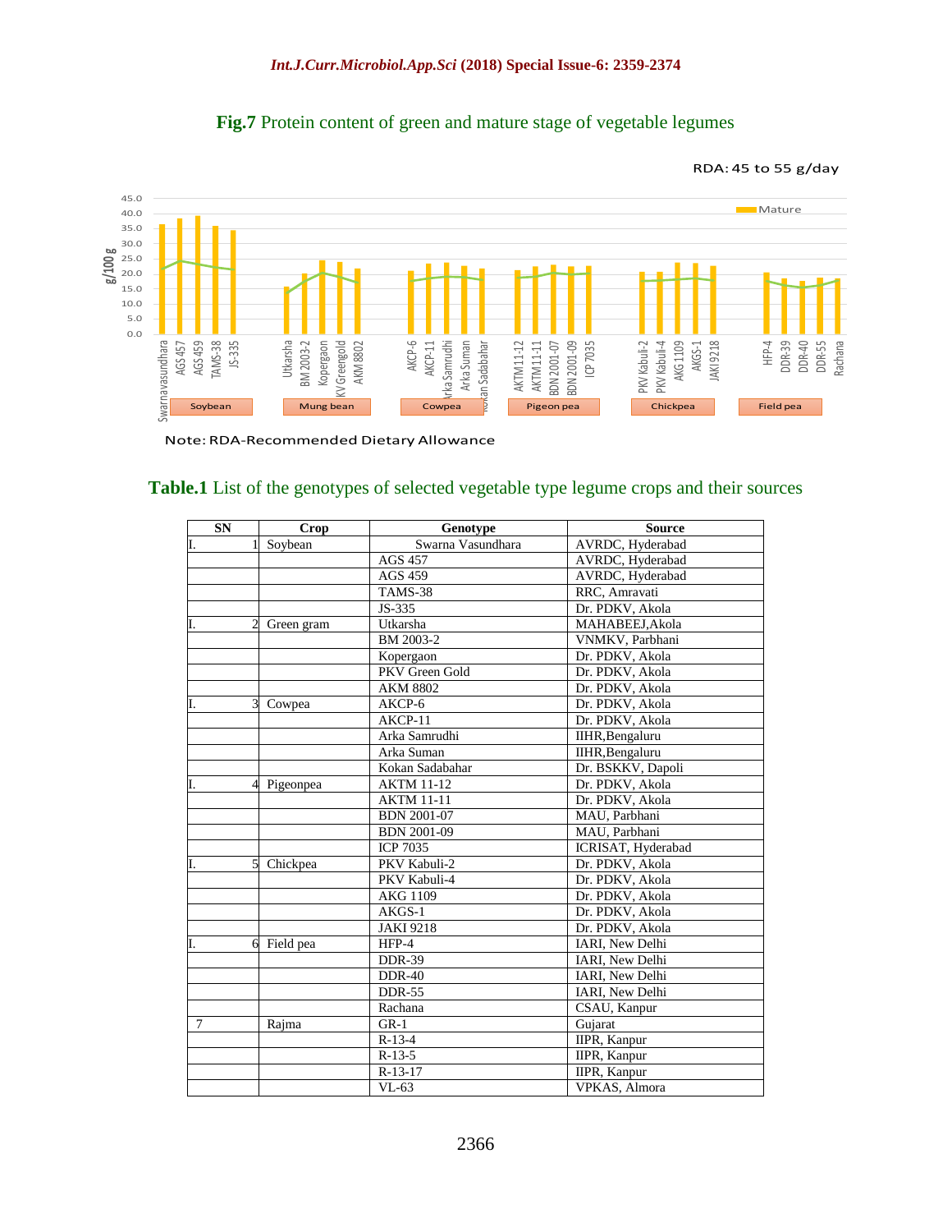**Fig.7** Protein content of green and mature stage of vegetable legumes

RDA: 45 to 55 g/day

Note: RDA-Recommended Dietary Allowance

**Table.1** List of the genotypes of selected vegetable type legume crops and their sources

| SN | Crop | Genotype | Source |
|---|---|---|---|
| I. 1 | Soybean | Swarna Vasundhara | AVRDC, Hyderabad |
| | | AGS 457 | AVRDC, Hyderabad |
| | | AGS 459 | AVRDC, Hyderabad |
| | | TAMS-38 | RRC, Amravati |
| | | JS-335 | Dr. PDKV, Akola |
| I. 2 | Green gram | Utkarsha | MAHABEEJ,Akola |
| | | BM 2003-2 | VNMKV, Parbhani |
| | | Kopergaon | Dr. PDKV, Akola |
| | | PKV Green Gold | Dr. PDKV, Akola |
| | | AKM 8802 | Dr. PDKV, Akola |
| I. 3 | Cowpea | AKCP-6 | Dr. PDKV, Akola |
| | | AKCP-11 | Dr. PDKV, Akola |
| | | Arka Samrudhi | IIHR,Bengaluru |
| | | Arka Suman | IIHR,Bengaluru |
| | | Kokan Sadabahar | Dr. BSKKV, Dapoli |
| I. 4 | Pigeonpea | AKTM 11-12 | Dr. PDKV, Akola |
| | | AKTM 11-11 | Dr. PDKV, Akola |
| | | BDN 2001-07 | MAU, Parbhani |
| | | BDN 2001-09 | MAU, Parbhani |
| | | ICP 7035 | ICRISAT, Hyderabad |
| I. 5 | Chickpea | PKV Kabuli-2 | Dr. PDKV, Akola |
| | | PKV Kabuli-4 | Dr. PDKV, Akola |
| | | AKG 1109 | Dr. PDKV, Akola |
| | | AKGS-1 | Dr. PDKV, Akola |
| | | JAKI 9218 | Dr. PDKV, Akola |
| I. 6 | Field pea | HFP-4 | IARI, New Delhi |
| | | DDR-39 | IARI, New Delhi |
| | | DDR-40 | IARI, New Delhi |
| | | DDR-55 | IARI, New Delhi |
| | | Rachana | CSAU, Kanpur |
| 7 | Rajma | GR-1 | Gujarat |
| | | R-13-4 | IIPR, Kanpur |
| | | R-13-5 | IIPR, Kanpur |
| | | R-13-17 | IIPR, Kanpur |
| | | VL-63 | VPKAS, Almora |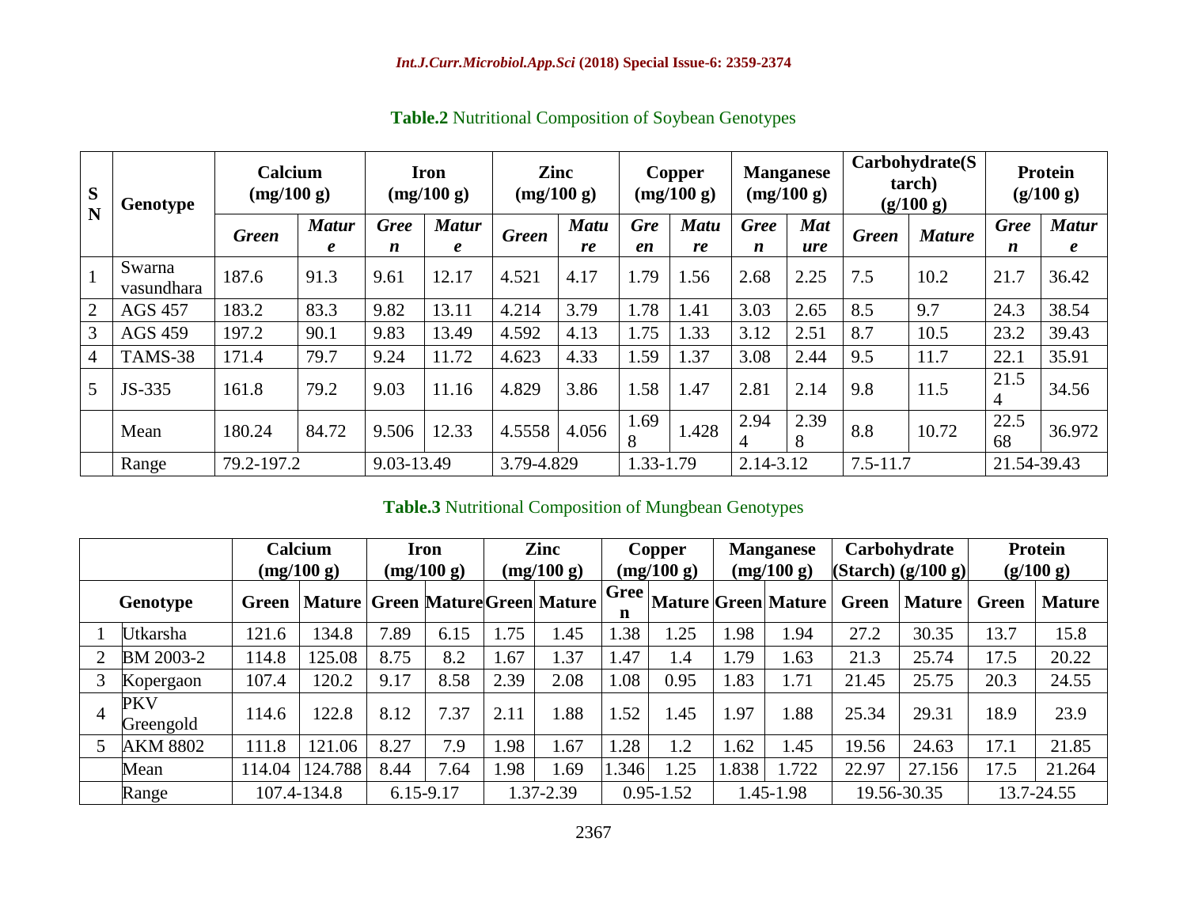**Table.2** Nutritional Composition of Soybean Genotypes

| SN | Genotype | Calcium (mg/100 g) | | Iron (mg/100 g) | | Zinc (mg/100 g) | | Copper (mg/100 g) | | Manganese (mg/100 g) | | Carbohydrate(Starch) (g/100 g) | | Protein (g/100 g) | |
|---|---|---|---|---|---|---|---|---|---|---|---|---|---|---|---|
| | | *Green* | *Mature* | *Green* | *Mature* | *Green* | *Mature* | *Green* | *Mature* | *Green* | *Mature* | *Green* | *Mature* | *Green* | *Mature* |
| 1 | Swarna vasundhara | 187.6 | 91.3 | 9.61 | 12.17 | 4.521 | 4.17 | 1.79 | 1.56 | 2.68 | 2.25 | 7.5 | 10.2 | 21.7 | 36.42 |
| 2 | AGS 457 | 183.2 | 83.3 | 9.82 | 13.11 | 4.214 | 3.79 | 1.78 | 1.41 | 3.03 | 2.65 | 8.5 | 9.7 | 24.3 | 38.54 |
| 3 | AGS 459 | 197.2 | 90.1 | 9.83 | 13.49 | 4.592 | 4.13 | 1.75 | 1.33 | 3.12 | 2.51 | 8.7 | 10.5 | 23.2 | 39.43 |
| 4 | TAMS-38 | 171.4 | 79.7 | 9.24 | 11.72 | 4.623 | 4.33 | 1.59 | 1.37 | 3.08 | 2.44 | 9.5 | 11.7 | 22.1 | 35.91 |
| 5 | JS-335 | 161.8 | 79.2 | 9.03 | 11.16 | 4.829 | 3.86 | 1.58 | 1.47 | 2.81 | 2.14 | 9.8 | 11.5 | 21.54 | 34.56 |
| | Mean | 180.24 | 84.72 | 9.506 | 12.33 | 4.5558 | 4.056 | 1.698 | 1.428 | 2.944 | 2.398 | 8.8 | 10.72 | 22.568 | 36.972 |
| | Range | 79.2-197.2 | | 9.03-13.49 | | 3.79-4.829 | | 1.33-1.79 | | 2.14-3.12 | | 7.5-11.7 | | 21.54-39.43 | |

**Table.3** Nutritional Composition of Mungbean Genotypes

| | Genotype | Calcium (mg/100 g) | | Iron (mg/100 g) | | Zinc (mg/100 g) | | Copper (mg/100 g) | | Manganese (mg/100 g) | | Carbohydrate (Starch) (g/100 g) | | Protein (g/100 g) | |
|---|---|---|---|---|---|---|---|---|---|---|---|---|---|---|---|
| | | **Green** | **Mature** | **Green** | **Mature** | **Green** | **Mature** | **Green** | **Mature** | **Green** | **Mature** | **Green** | **Mature** | **Green** | **Mature** |
| 1 | Utkarsha | 121.6 | 134.8 | 7.89 | 6.15 | 1.75 | 1.45 | 1.38 | 1.25 | 1.98 | 1.94 | 27.2 | 30.35 | 13.7 | 15.8 |
| 2 | BM 2003-2 | 114.8 | 125.08 | 8.75 | 8.2 | 1.67 | 1.37 | 1.47 | 1.4 | 1.79 | 1.63 | 21.3 | 25.74 | 17.5 | 20.22 |
| 3 | Kopergaon | 107.4 | 120.2 | 9.17 | 8.58 | 2.39 | 2.08 | 1.08 | 0.95 | 1.83 | 1.71 | 21.45 | 25.75 | 20.3 | 24.55 |
| 4 | PKV Greengold | 114.6 | 122.8 | 8.12 | 7.37 | 2.11 | 1.88 | 1.52 | 1.45 | 1.97 | 1.88 | 25.34 | 29.31 | 18.9 | 23.9 |
| 5 | AKM 8802 | 111.8 | 121.06 | 8.27 | 7.9 | 1.98 | 1.67 | 1.28 | 1.2 | 1.62 | 1.45 | 19.56 | 24.63 | 17.1 | 21.85 |
| | Mean | 114.04 | 124.788 | 8.44 | 7.64 | 1.98 | 1.69 | 1.346 | 1.25 | 1.838 | 1.722 | 22.97 | 27.156 | 17.5 | 21.264 |
| | Range | 107.4-134.8 | | 6.15-9.17 | | 1.37-2.39 | | 0.95-1.52 | | 1.45-1.98 | | 19.56-30.35 | | 13.7-24.55 | |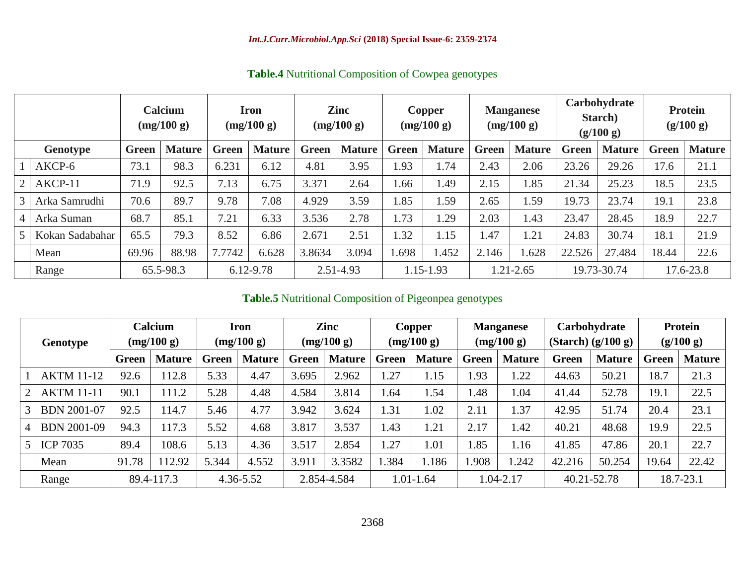**Table.4** Nutritional Composition of Cowpea genotypes

| | | Calcium (mg/100 g) | | Iron (mg/100 g) | | Zinc (mg/100 g) | | Copper (mg/100 g) | | Manganese (mg/100 g) | | Carbohydrate Starch) (g/100 g) | | Protein (g/100 g) | |
|---|---|---|---|---|---|---|---|---|---|---|---|---|---|---|---|
| Genotype | | Green | Mature | Green | Mature | Green | Mature | Green | Mature | Green | Mature | Green | Mature | Green | Mature |
| 1 | AKCP-6 | 73.1 | 98.3 | 6.231 | 6.12 | 4.81 | 3.95 | 1.93 | 1.74 | 2.43 | 2.06 | 23.26 | 29.26 | 17.6 | 21.1 |
| 2 | AKCP-11 | 71.9 | 92.5 | 7.13 | 6.75 | 3.371 | 2.64 | 1.66 | 1.49 | 2.15 | 1.85 | 21.34 | 25.23 | 18.5 | 23.5 |
| 3 | Arka Samrudhi | 70.6 | 89.7 | 9.78 | 7.08 | 4.929 | 3.59 | 1.85 | 1.59 | 2.65 | 1.59 | 19.73 | 23.74 | 19.1 | 23.8 |
| 4 | Arka Suman | 68.7 | 85.1 | 7.21 | 6.33 | 3.536 | 2.78 | 1.73 | 1.29 | 2.03 | 1.43 | 23.47 | 28.45 | 18.9 | 22.7 |
| 5 | Kokan Sadabahar | 65.5 | 79.3 | 8.52 | 6.86 | 2.671 | 2.51 | 1.32 | 1.15 | 1.47 | 1.21 | 24.83 | 30.74 | 18.1 | 21.9 |
| | Mean | 69.96 | 88.98 | 7.7742 | 6.628 | 3.8634 | 3.094 | 1.698 | 1.452 | 2.146 | 1.628 | 22.526 | 27.484 | 18.44 | 22.6 |
| | Range | 65.5-98.3 | | 6.12-9.78 | | 2.51-4.93 | | 1.15-1.93 | | 1.21-2.65 | | 19.73-30.74 | | 17.6-23.8 | |

**Table.5** Nutritional Composition of Pigeonpea genotypes

| Genotype | | Calcium (mg/100 g) | | Iron (mg/100 g) | | Zinc (mg/100 g) | | Copper (mg/100 g) | | Manganese (mg/100 g) | | Carbohydrate (Starch) (g/100 g) | | Protein (g/100 g) | |
|---|---|---|---|---|---|---|---|---|---|---|---|---|---|---|---|
| | | Green | Mature | Green | Mature | Green | Mature | Green | Mature | Green | Mature | Green | Mature | Green | Mature |
| 1 | AKTM 11-12 | 92.6 | 112.8 | 5.33 | 4.47 | 3.695 | 2.962 | 1.27 | 1.15 | 1.93 | 1.22 | 44.63 | 50.21 | 18.7 | 21.3 |
| 2 | AKTM 11-11 | 90.1 | 111.2 | 5.28 | 4.48 | 4.584 | 3.814 | 1.64 | 1.54 | 1.48 | 1.04 | 41.44 | 52.78 | 19.1 | 22.5 |
| 3 | BDN 2001-07 | 92.5 | 114.7 | 5.46 | 4.77 | 3.942 | 3.624 | 1.31 | 1.02 | 2.11 | 1.37 | 42.95 | 51.74 | 20.4 | 23.1 |
| 4 | BDN 2001-09 | 94.3 | 117.3 | 5.52 | 4.68 | 3.817 | 3.537 | 1.43 | 1.21 | 2.17 | 1.42 | 40.21 | 48.68 | 19.9 | 22.5 |
| 5 | ICP 7035 | 89.4 | 108.6 | 5.13 | 4.36 | 3.517 | 2.854 | 1.27 | 1.01 | 1.85 | 1.16 | 41.85 | 47.86 | 20.1 | 22.7 |
| | Mean | 91.78 | 112.92 | 5.344 | 4.552 | 3.911 | 3.3582 | 1.384 | 1.186 | 1.908 | 1.242 | 42.216 | 50.254 | 19.64 | 22.42 |
| | Range | 89.4-117.3 | | 4.36-5.52 | | 2.854-4.584 | | 1.01-1.64 | | 1.04-2.17 | | 40.21-52.78 | | 18.7-23.1 | |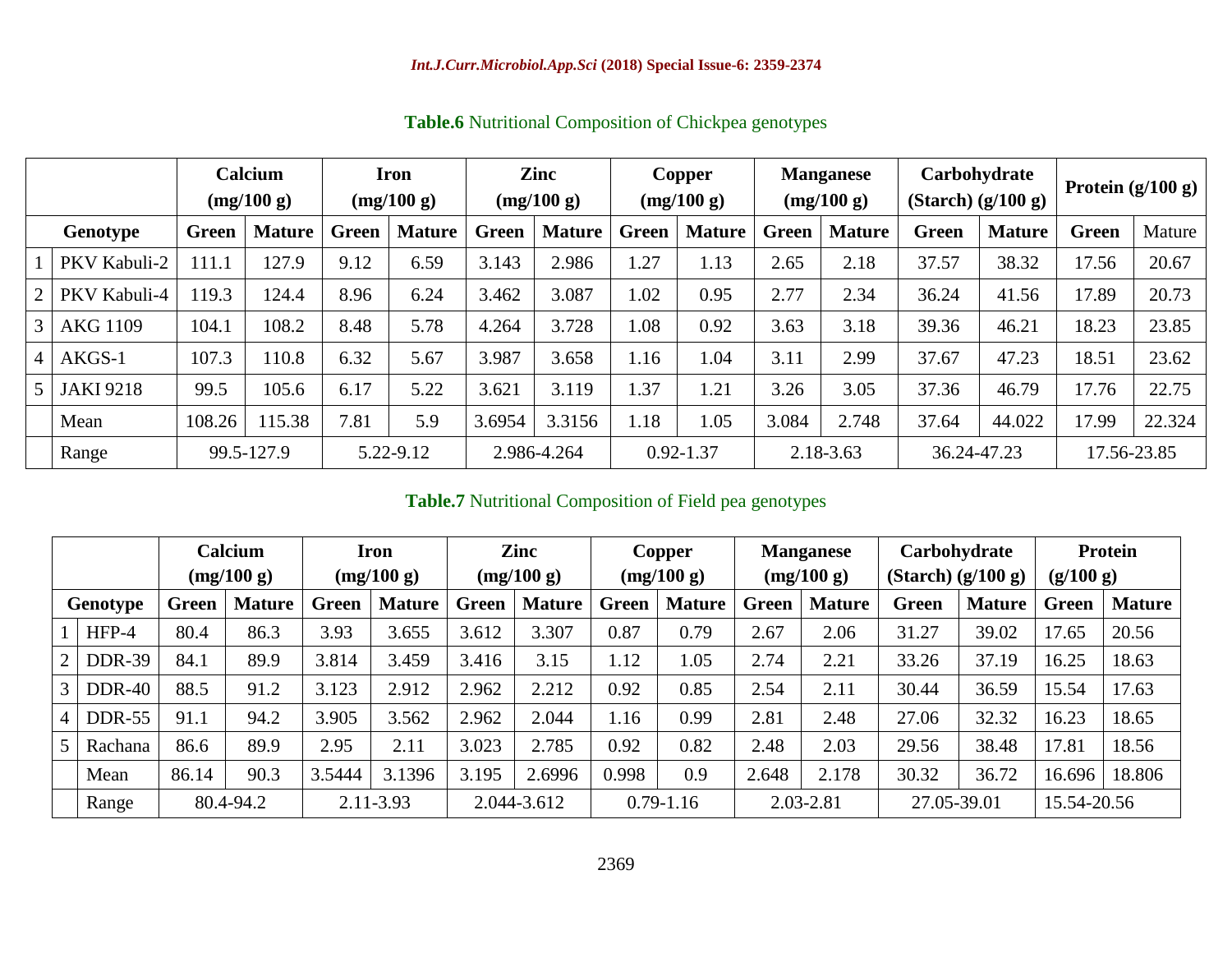**Table.6** Nutritional Composition of Chickpea genotypes

| | | Calcium (mg/100 g) | | Iron (mg/100 g) | | Zinc (mg/100 g) | | Copper (mg/100 g) | | Manganese (mg/100 g) | | Carbohydrate (Starch) (g/100 g) | | Protein (g/100 g) | |
|---|---|---|---|---|---|---|---|---|---|---|---|---|---|---|---|
| Genotype | | Green | Mature | Green | Mature | Green | Mature | Green | Mature | Green | Mature | Green | Mature | Green | Mature |
| 1 | PKV Kabuli-2 | 111.1 | 127.9 | 9.12 | 6.59 | 3.143 | 2.986 | 1.27 | 1.13 | 2.65 | 2.18 | 37.57 | 38.32 | 17.56 | 20.67 |
| 2 | PKV Kabuli-4 | 119.3 | 124.4 | 8.96 | 6.24 | 3.462 | 3.087 | 1.02 | 0.95 | 2.77 | 2.34 | 36.24 | 41.56 | 17.89 | 20.73 |
| 3 | AKG 1109 | 104.1 | 108.2 | 8.48 | 5.78 | 4.264 | 3.728 | 1.08 | 0.92 | 3.63 | 3.18 | 39.36 | 46.21 | 18.23 | 23.85 |
| 4 | AKGS-1 | 107.3 | 110.8 | 6.32 | 5.67 | 3.987 | 3.658 | 1.16 | 1.04 | 3.11 | 2.99 | 37.67 | 47.23 | 18.51 | 23.62 |
| 5 | JAKI 9218 | 99.5 | 105.6 | 6.17 | 5.22 | 3.621 | 3.119 | 1.37 | 1.21 | 3.26 | 3.05 | 37.36 | 46.79 | 17.76 | 22.75 |
| | Mean | 108.26 | 115.38 | 7.81 | 5.9 | 3.6954 | 3.3156 | 1.18 | 1.05 | 3.084 | 2.748 | 37.64 | 44.022 | 17.99 | 22.324 |
| | Range | 99.5-127.9 | | 5.22-9.12 | | 2.986-4.264 | | 0.92-1.37 | | 2.18-3.63 | | 36.24-47.23 | | 17.56-23.85 | |

**Table.7** Nutritional Composition of Field pea genotypes

| | | Calcium (mg/100 g) | | Iron (mg/100 g) | | Zinc (mg/100 g) | | Copper (mg/100 g) | | Manganese (mg/100 g) | | Carbohydrate (Starch) (g/100 g) | | Protein (g/100 g) | |
|---|---|---|---|---|---|---|---|---|---|---|---|---|---|---|---|
| Genotype | | Green | Mature | Green | Mature | Green | Mature | Green | Mature | Green | Mature | Green | Mature | Green | Mature |
| 1 | HFP-4 | 80.4 | 86.3 | 3.93 | 3.655 | 3.612 | 3.307 | 0.87 | 0.79 | 2.67 | 2.06 | 31.27 | 39.02 | 17.65 | 20.56 |
| 2 | DDR-39 | 84.1 | 89.9 | 3.814 | 3.459 | 3.416 | 3.15 | 1.12 | 1.05 | 2.74 | 2.21 | 33.26 | 37.19 | 16.25 | 18.63 |
| 3 | DDR-40 | 88.5 | 91.2 | 3.123 | 2.912 | 2.962 | 2.212 | 0.92 | 0.85 | 2.54 | 2.11 | 30.44 | 36.59 | 15.54 | 17.63 |
| 4 | DDR-55 | 91.1 | 94.2 | 3.905 | 3.562 | 2.962 | 2.044 | 1.16 | 0.99 | 2.81 | 2.48 | 27.06 | 32.32 | 16.23 | 18.65 |
| 5 | Rachana | 86.6 | 89.9 | 2.95 | 2.11 | 3.023 | 2.785 | 0.92 | 0.82 | 2.48 | 2.03 | 29.56 | 38.48 | 17.81 | 18.56 |
| | Mean | 86.14 | 90.3 | 3.5444 | 3.1396 | 3.195 | 2.6996 | 0.998 | 0.9 | 2.648 | 2.178 | 30.32 | 36.72 | 16.696 | 18.806 |
| | Range | 80.4-94.2 | | 2.11-3.93 | | 2.044-3.612 | | 0.79-1.16 | | 2.03-2.81 | | 27.05-39.01 | | 15.54-20.56 | |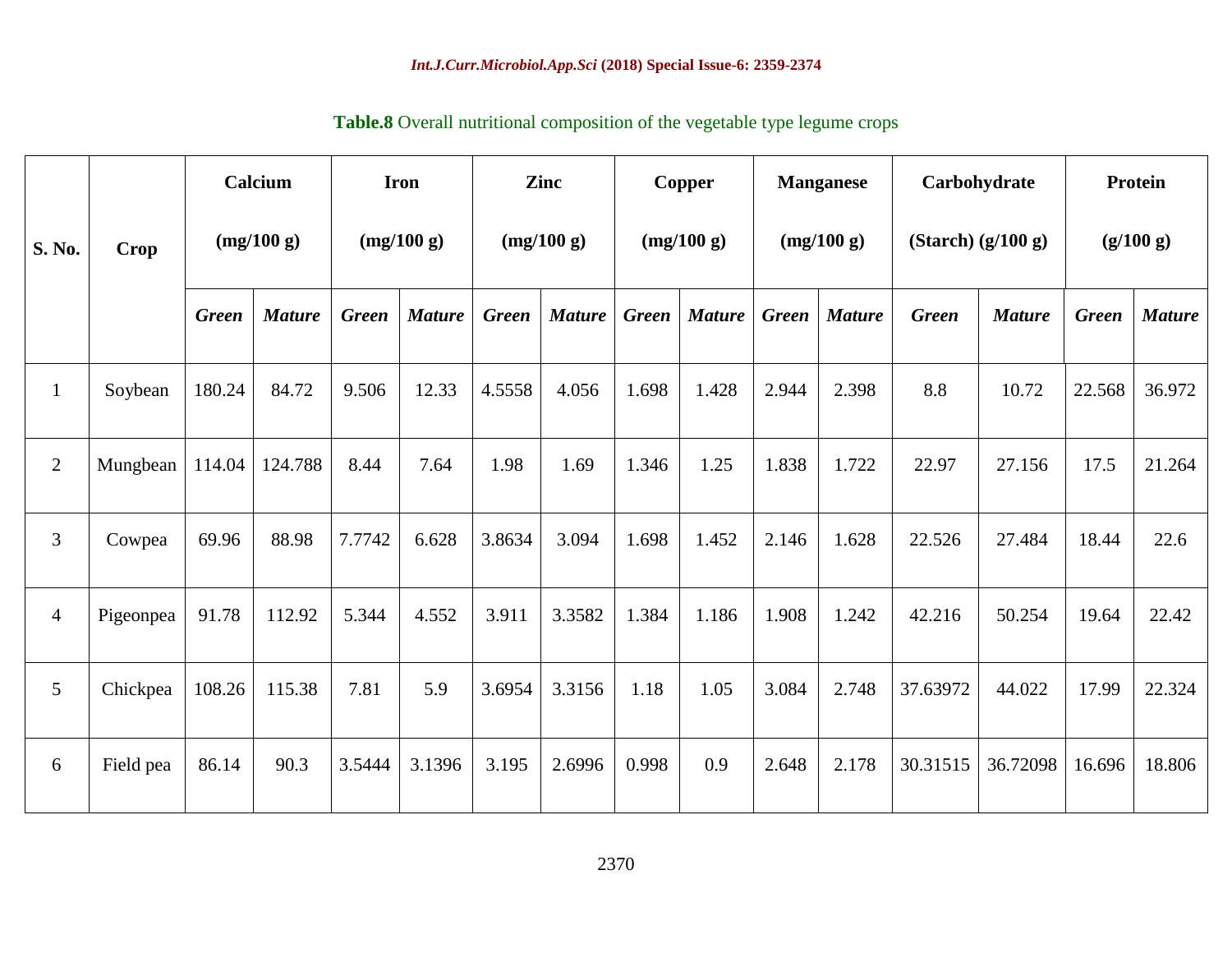**Table.8** Overall nutritional composition of the vegetable type legume crops

| S. No. | Crop | Calcium (mg/100 g) | | Iron (mg/100 g) | | Zinc (mg/100 g) | | Copper (mg/100 g) | | Manganese (mg/100 g) | | Carbohydrate (Starch) (g/100 g) | | Protein (g/100 g) | |
|---|---|---|---|---|---|---|---|---|---|---|---|---|---|---|---|
| | | *Green* | *Mature* | *Green* | *Mature* | *Green* | *Mature* | *Green* | *Mature* | *Green* | *Mature* | *Green* | *Mature* | *Green* | *Mature* |
| 1 | Soybean | 180.24 | 84.72 | 9.506 | 12.33 | 4.5558 | 4.056 | 1.698 | 1.428 | 2.944 | 2.398 | 8.8 | 10.72 | 22.568 | 36.972 |
| 2 | Mungbean | 114.04 | 124.788 | 8.44 | 7.64 | 1.98 | 1.69 | 1.346 | 1.25 | 1.838 | 1.722 | 22.97 | 27.156 | 17.5 | 21.264 |
| 3 | Cowpea | 69.96 | 88.98 | 7.7742 | 6.628 | 3.8634 | 3.094 | 1.698 | 1.452 | 2.146 | 1.628 | 22.526 | 27.484 | 18.44 | 22.6 |
| 4 | Pigeonpea | 91.78 | 112.92 | 5.344 | 4.552 | 3.911 | 3.3582 | 1.384 | 1.186 | 1.908 | 1.242 | 42.216 | 50.254 | 19.64 | 22.42 |
| 5 | Chickpea | 108.26 | 115.38 | 7.81 | 5.9 | 3.6954 | 3.3156 | 1.18 | 1.05 | 3.084 | 2.748 | 37.63972 | 44.022 | 17.99 | 22.324 |
| 6 | Field pea | 86.14 | 90.3 | 3.5444 | 3.1396 | 3.195 | 2.6996 | 0.998 | 0.9 | 2.648 | 2.178 | 30.31515 | 36.72098 | 16.696 | 18.806 |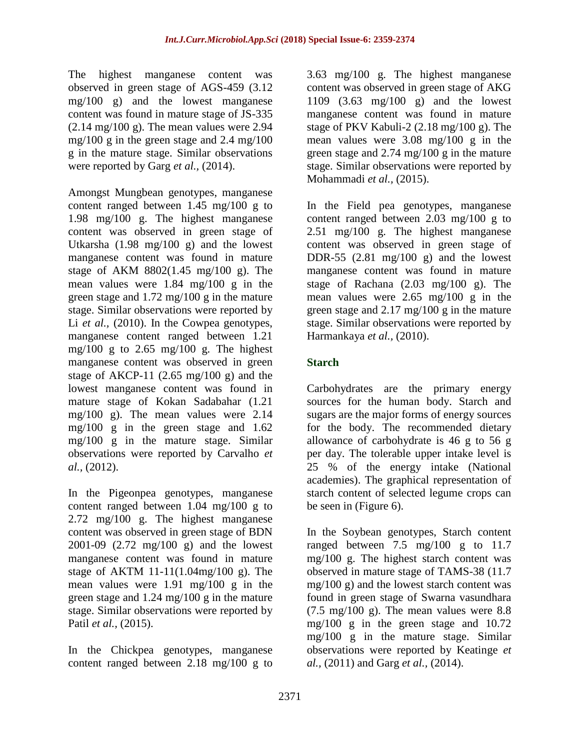The highest manganese content was observed in green stage of AGS-459 (3.12 mg/100 g) and the lowest manganese content was found in mature stage of JS-335 (2.14 mg/100 g). The mean values were 2.94 mg/100 g in the green stage and 2.4 mg/100 g in the mature stage. Similar observations were reported by Garg *et al.,* (2014).

Amongst Mungbean genotypes, manganese content ranged between 1.45 mg/100 g to 1.98 mg/100 g. The highest manganese content was observed in green stage of Utkarsha (1.98 mg/100 g) and the lowest manganese content was found in mature stage of AKM 8802(1.45 mg/100 g). The mean values were 1.84 mg/100 g in the green stage and 1.72 mg/100 g in the mature stage. Similar observations were reported by Li *et al.,* (2010). In the Cowpea genotypes, manganese content ranged between 1.21 mg/100 g to 2.65 mg/100 g. The highest manganese content was observed in green stage of AKCP-11 (2.65 mg/100 g) and the lowest manganese content was found in mature stage of Kokan Sadabahar (1.21 mg/100 g). The mean values were 2.14 mg/100 g in the green stage and 1.62 mg/100 g in the mature stage. Similar observations were reported by Carvalho *et al.,* (2012).

In the Pigeonpea genotypes, manganese content ranged between 1.04 mg/100 g to 2.72 mg/100 g. The highest manganese content was observed in green stage of BDN 2001-09 (2.72 mg/100 g) and the lowest manganese content was found in mature stage of AKTM 11-11(1.04mg/100 g). The mean values were 1.91 mg/100 g in the green stage and 1.24 mg/100 g in the mature stage. Similar observations were reported by Patil *et al.,* (2015).

In the Chickpea genotypes, manganese content ranged between 2.18 mg/100 g to 3.63 mg/100 g. The highest manganese content was observed in green stage of AKG 1109 (3.63 mg/100 g) and the lowest manganese content was found in mature stage of PKV Kabuli-2 (2.18 mg/100 g). The mean values were 3.08 mg/100 g in the green stage and 2.74 mg/100 g in the mature stage. Similar observations were reported by Mohammadi *et al.,* (2015).

In the Field pea genotypes, manganese content ranged between 2.03 mg/100 g to 2.51 mg/100 g. The highest manganese content was observed in green stage of DDR-55 (2.81 mg/100 g) and the lowest manganese content was found in mature stage of Rachana (2.03 mg/100 g). The mean values were 2.65 mg/100 g in the green stage and 2.17 mg/100 g in the mature stage. Similar observations were reported by Harmankaya *et al.,* (2010).

## Starch

Carbohydrates are the primary energy sources for the human body. Starch and sugars are the major forms of energy sources for the body. The recommended dietary allowance of carbohydrate is 46 g to 56 g per day. The tolerable upper intake level is 25 % of the energy intake (National academies). The graphical representation of starch content of selected legume crops can be seen in (Figure 6).

In the Soybean genotypes, Starch content ranged between 7.5 mg/100 g to 11.7 mg/100 g. The highest starch content was observed in mature stage of TAMS-38 (11.7 mg/100 g) and the lowest starch content was found in green stage of Swarna vasundhara (7.5 mg/100 g). The mean values were 8.8 mg/100 g in the green stage and 10.72 mg/100 g in the mature stage. Similar observations were reported by Keatinge *et al.,* (2011) and Garg *et al.,* (2014).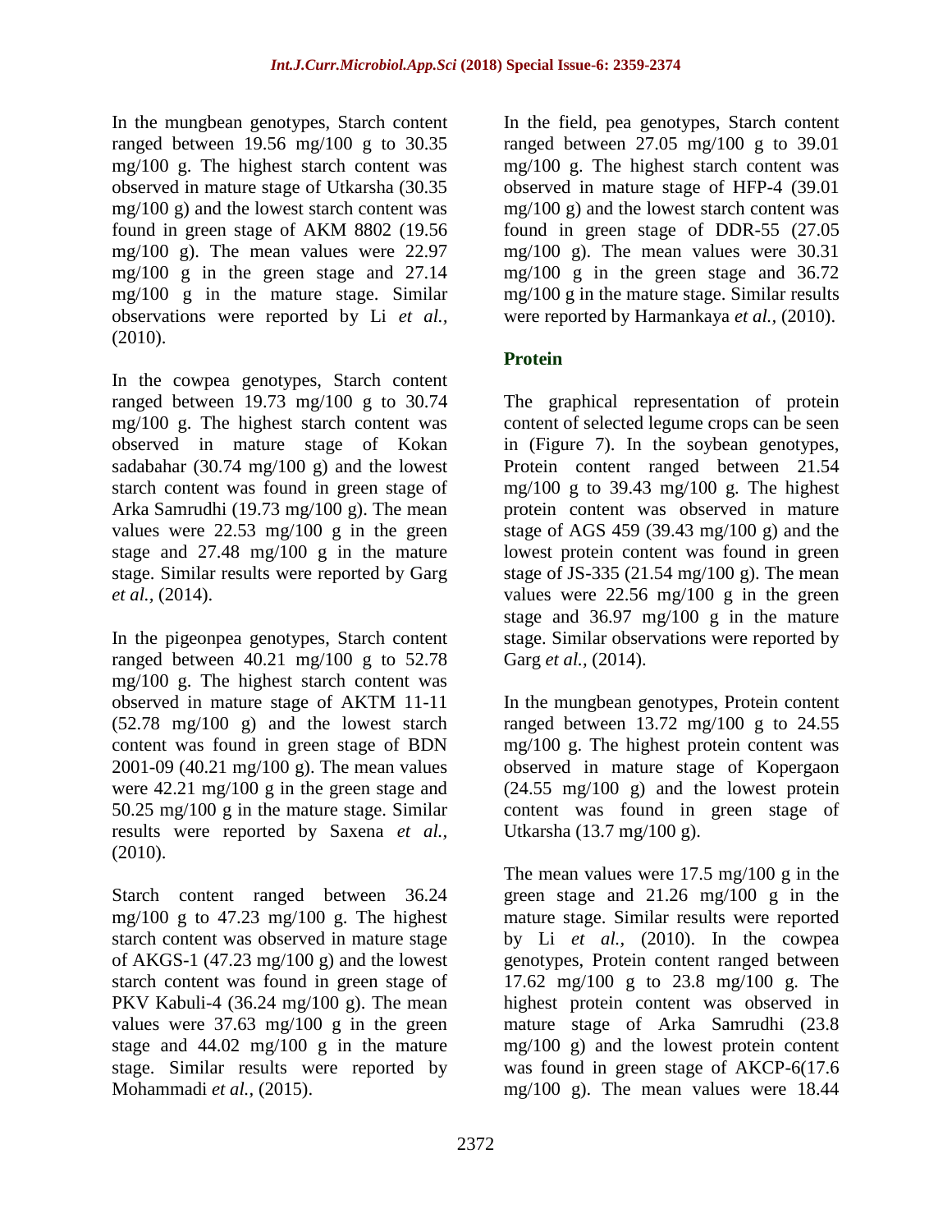In the mungbean genotypes, Starch content ranged between 19.56 mg/100 g to 30.35 mg/100 g. The highest starch content was observed in mature stage of Utkarsha (30.35 mg/100 g) and the lowest starch content was found in green stage of AKM 8802 (19.56 mg/100 g). The mean values were 22.97 mg/100 g in the green stage and 27.14 mg/100 g in the mature stage. Similar observations were reported by Li *et al.,* (2010).

In the cowpea genotypes, Starch content ranged between 19.73 mg/100 g to 30.74 mg/100 g. The highest starch content was observed in mature stage of Kokan sadabahar (30.74 mg/100 g) and the lowest starch content was found in green stage of Arka Samrudhi (19.73 mg/100 g). The mean values were 22.53 mg/100 g in the green stage and 27.48 mg/100 g in the mature stage. Similar results were reported by Garg *et al.,* (2014).

In the pigeonpea genotypes, Starch content ranged between 40.21 mg/100 g to 52.78 mg/100 g. The highest starch content was observed in mature stage of AKTM 11-11 (52.78 mg/100 g) and the lowest starch content was found in green stage of BDN 2001-09 (40.21 mg/100 g). The mean values were 42.21 mg/100 g in the green stage and 50.25 mg/100 g in the mature stage. Similar results were reported by Saxena *et al.,* (2010).

Starch content ranged between 36.24 mg/100 g to 47.23 mg/100 g. The highest starch content was observed in mature stage of AKGS-1 (47.23 mg/100 g) and the lowest starch content was found in green stage of PKV Kabuli-4 (36.24 mg/100 g). The mean values were 37.63 mg/100 g in the green stage and 44.02 mg/100 g in the mature stage. Similar results were reported by Mohammadi *et al.,* (2015).

In the field, pea genotypes, Starch content ranged between 27.05 mg/100 g to 39.01 mg/100 g. The highest starch content was observed in mature stage of HFP-4 (39.01 mg/100 g) and the lowest starch content was found in green stage of DDR-55 (27.05 mg/100 g). The mean values were 30.31 mg/100 g in the green stage and 36.72 mg/100 g in the mature stage. Similar results were reported by Harmankaya *et al.,* (2010).

## Protein

The graphical representation of protein content of selected legume crops can be seen in (Figure 7). In the soybean genotypes, Protein content ranged between 21.54 mg/100 g to 39.43 mg/100 g. The highest protein content was observed in mature stage of AGS 459 (39.43 mg/100 g) and the lowest protein content was found in green stage of JS-335 (21.54 mg/100 g). The mean values were 22.56 mg/100 g in the green stage and 36.97 mg/100 g in the mature stage. Similar observations were reported by Garg *et al.,* (2014).

In the mungbean genotypes, Protein content ranged between 13.72 mg/100 g to 24.55 mg/100 g. The highest protein content was observed in mature stage of Kopergaon (24.55 mg/100 g) and the lowest protein content was found in green stage of Utkarsha (13.7 mg/100 g).

The mean values were 17.5 mg/100 g in the green stage and 21.26 mg/100 g in the mature stage. Similar results were reported by Li *et al.,* (2010). In the cowpea genotypes, Protein content ranged between 17.62 mg/100 g to 23.8 mg/100 g. The highest protein content was observed in mature stage of Arka Samrudhi (23.8 mg/100 g) and the lowest protein content was found in green stage of AKCP-6(17.6 mg/100 g). The mean values were 18.44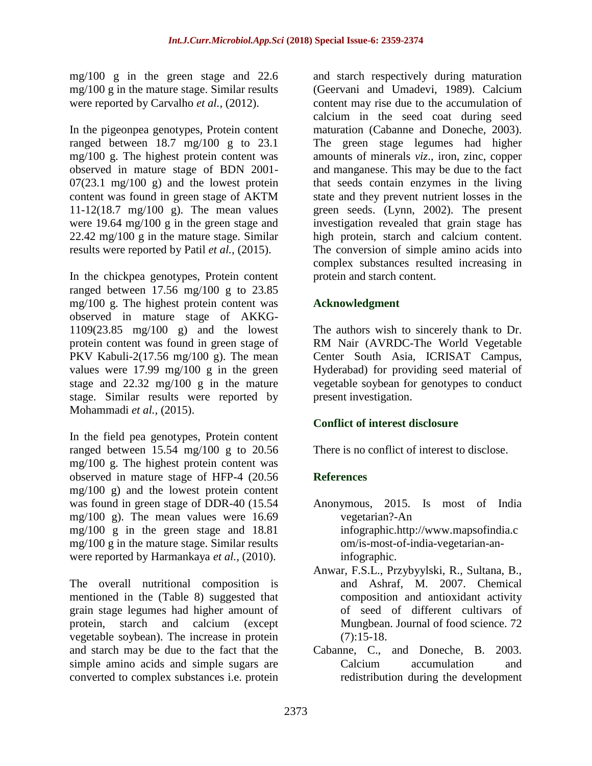mg/100 g in the green stage and 22.6 mg/100 g in the mature stage. Similar results were reported by Carvalho *et al.,* (2012).

In the pigeonpea genotypes, Protein content ranged between 18.7 mg/100 g to 23.1 mg/100 g. The highest protein content was observed in mature stage of BDN 2001-07(23.1 mg/100 g) and the lowest protein content was found in green stage of AKTM 11-12(18.7 mg/100 g). The mean values were 19.64 mg/100 g in the green stage and 22.42 mg/100 g in the mature stage. Similar results were reported by Patil *et al.,* (2015).

In the chickpea genotypes, Protein content ranged between 17.56 mg/100 g to 23.85 mg/100 g. The highest protein content was observed in mature stage of AKKG-1109(23.85 mg/100 g) and the lowest protein content was found in green stage of PKV Kabuli-2(17.56 mg/100 g). The mean values were 17.99 mg/100 g in the green stage and 22.32 mg/100 g in the mature stage. Similar results were reported by Mohammadi *et al.,* (2015).

In the field pea genotypes, Protein content ranged between 15.54 mg/100 g to 20.56 mg/100 g. The highest protein content was observed in mature stage of HFP-4 (20.56 mg/100 g) and the lowest protein content was found in green stage of DDR-40 (15.54 mg/100 g). The mean values were 16.69 mg/100 g in the green stage and 18.81 mg/100 g in the mature stage. Similar results were reported by Harmankaya *et al.,* (2010).

The overall nutritional composition is mentioned in the (Table 8) suggested that grain stage legumes had higher amount of protein, starch and calcium (except vegetable soybean). The increase in protein and starch may be due to the fact that the simple amino acids and simple sugars are converted to complex substances i.e. protein and starch respectively during maturation (Geervani and Umadevi, 1989). Calcium content may rise due to the accumulation of calcium in the seed coat during seed maturation (Cabanne and Doneche, 2003). The green stage legumes had higher amounts of minerals *viz*., iron, zinc, copper and manganese. This may be due to the fact that seeds contain enzymes in the living state and they prevent nutrient losses in the green seeds. (Lynn, 2002). The present investigation revealed that grain stage has high protein, starch and calcium content. The conversion of simple amino acids into complex substances resulted increasing in protein and starch content.

## Acknowledgment

The authors wish to sincerely thank to Dr. RM Nair (AVRDC-The World Vegetable Center South Asia, ICRISAT Campus, Hyderabad) for providing seed material of vegetable soybean for genotypes to conduct present investigation.

## Conflict of interest disclosure

There is no conflict of interest to disclose.

## References

- Anonymous, 2015. Is most of India vegetarian?-An infographic.http://www.mapsofindia.com/is-most-of-india-vegetarian-an-infographic.
- Anwar, F.S.L., Przybyylski, R., Sultana, B., and Ashraf, M. 2007. Chemical composition and antioxidant activity of seed of different cultivars of Mungbean. Journal of food science. 72 (7):15-18.
- Cabanne, C., and Doneche, B. 2003. Calcium accumulation and redistribution during the development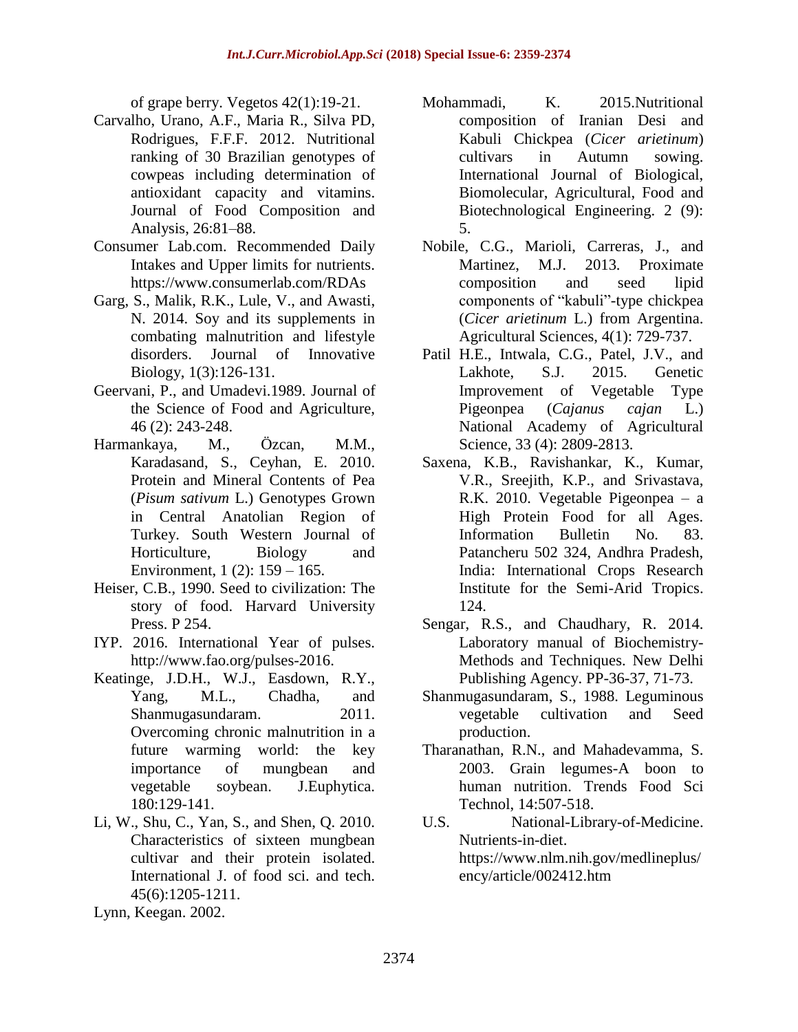of grape berry. Vegetos 42(1):19-21.

Carvalho, Urano, A.F., Maria R., Silva PD, Rodrigues, F.F.F. 2012. Nutritional ranking of 30 Brazilian genotypes of cowpeas including determination of antioxidant capacity and vitamins. Journal of Food Composition and Analysis, 26:81–88.

Consumer Lab.com. Recommended Daily Intakes and Upper limits for nutrients. https://www.consumerlab.com/RDAs

Garg, S., Malik, R.K., Lule, V., and Awasti, N. 2014. Soy and its supplements in combating malnutrition and lifestyle disorders. Journal of Innovative Biology, 1(3):126-131.

Geervani, P., and Umadevi.1989. Journal of the Science of Food and Agriculture, 46 (2): 243-248.

Harmankaya, M., Özcan, M.M., Karadasand, S., Ceyhan, E. 2010. Protein and Mineral Contents of Pea (*Pisum sativum* L.) Genotypes Grown in Central Anatolian Region of Turkey. South Western Journal of Horticulture, Biology and Environment, 1 (2): 159 – 165.

Heiser, C.B., 1990. Seed to civilization: The story of food. Harvard University Press. P 254.

IYP. 2016. International Year of pulses. http://www.fao.org/pulses-2016.

Keatinge, J.D.H., W.J., Easdown, R.Y., Yang, M.L., Chadha, and Shanmugasundaram. 2011. Overcoming chronic malnutrition in a future warming world: the key importance of mungbean and vegetable soybean. J.Euphytica. 180:129-141.

Li, W., Shu, C., Yan, S., and Shen, Q. 2010. Characteristics of sixteen mungbean cultivar and their protein isolated. International J. of food sci. and tech. 45(6):1205-1211.

Lynn, Keegan. 2002.

Mohammadi, K. 2015.Nutritional composition of Iranian Desi and Kabuli Chickpea (*Cicer arietinum*) cultivars in Autumn sowing. International Journal of Biological, Biomolecular, Agricultural, Food and Biotechnological Engineering. 2 (9): 5.

Nobile, C.G., Marioli, Carreras, J., and Martinez, M.J. 2013. Proximate composition and seed lipid components of "kabuli"-type chickpea (*Cicer arietinum* L.) from Argentina. Agricultural Sciences, 4(1): 729-737.

Patil H.E., Intwala, C.G., Patel, J.V., and Lakhote, S.J. 2015. Genetic Improvement of Vegetable Type Pigeonpea (*Cajanus cajan* L.) National Academy of Agricultural Science, 33 (4): 2809-2813.

Saxena, K.B., Ravishankar, K., Kumar, V.R., Sreejith, K.P., and Srivastava, R.K. 2010. Vegetable Pigeonpea – a High Protein Food for all Ages. Information Bulletin No. 83. Patancheru 502 324, Andhra Pradesh, India: International Crops Research Institute for the Semi-Arid Tropics. 124.

Sengar, R.S., and Chaudhary, R. 2014. Laboratory manual of Biochemistry-Methods and Techniques. New Delhi Publishing Agency. PP-36-37, 71-73.

Shanmugasundaram, S., 1988. Leguminous vegetable cultivation and Seed production.

Tharanathan, R.N., and Mahadevamma, S. 2003. Grain legumes-A boon to human nutrition. Trends Food Sci Technol, 14:507-518.

U.S. National-Library-of-Medicine. Nutrients-in-diet. https://www.nlm.nih.gov/medlineplus/ency/article/002412.htm